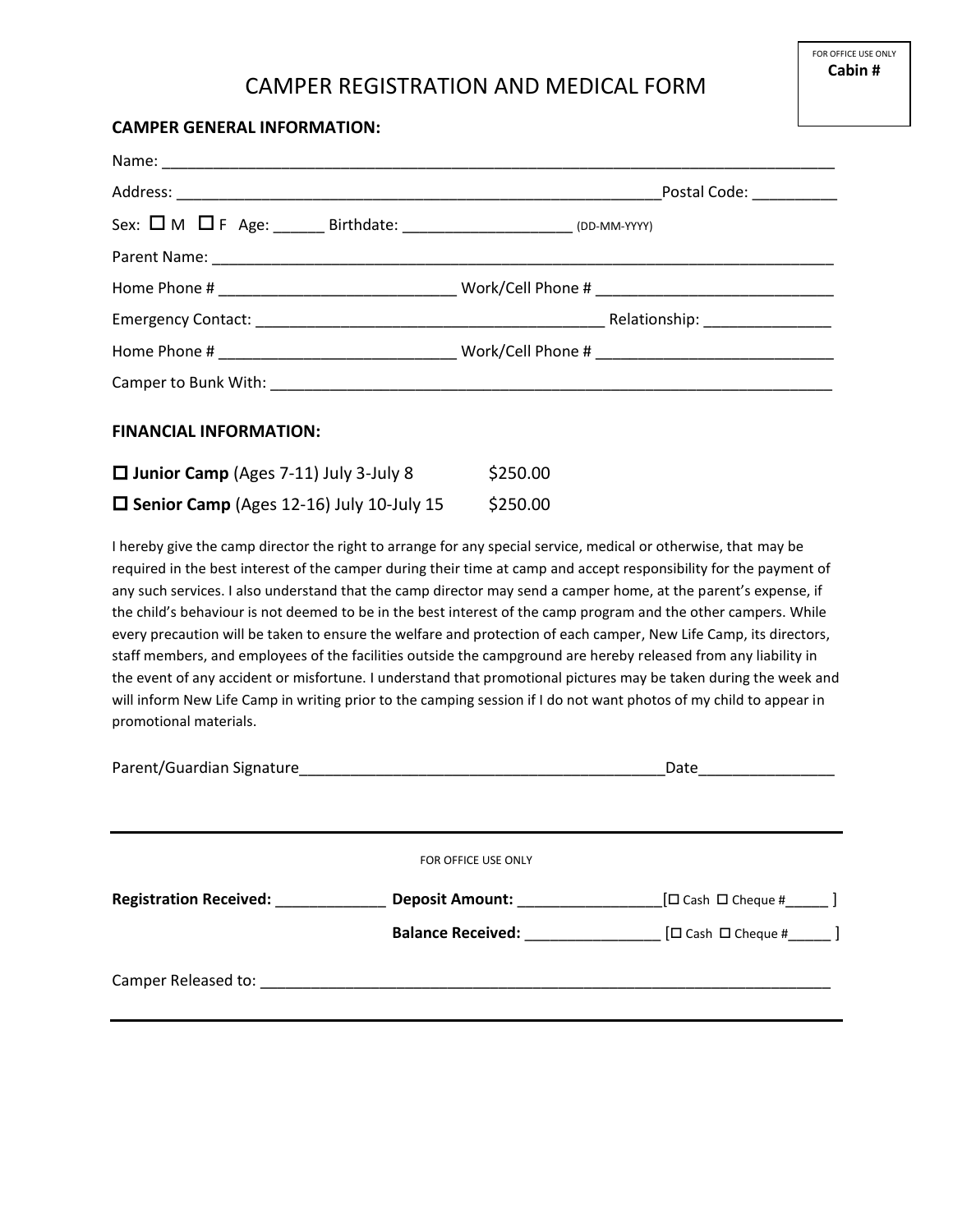FOR OFFICE USE ONLY
**Cabin #**

# CAMPER REGISTRATION AND MEDICAL FORM

## CAMPER GENERAL INFORMATION:

Name: ___________________________________________________________________________

Address: ___________________________________________________________Postal Code: __________

Sex: ☐ M ☐ F Age: ______ Birthdate: ____________________ (DD-MM-YYYY)

Parent Name: ______________________________________________________________________

Home Phone # ____________________________ Work/Cell Phone # ____________________________

Emergency Contact: __________________________________________ Relationship: _______________

Home Phone # ____________________________ Work/Cell Phone # ____________________________

Camper to Bunk With: ______________________________________________________________

## FINANCIAL INFORMATION:

☐ **Junior Camp** (Ages 7-11) July 3-July 8 $250.00

☐ **Senior Camp** (Ages 12-16) July 10-July 15 $250.00

I hereby give the camp director the right to arrange for any special service, medical or otherwise, that may be required in the best interest of the camper during their time at camp and accept responsibility for the payment of any such services. I also understand that the camp director may send a camper home, at the parent's expense, if the child's behaviour is not deemed to be in the best interest of the camp program and the other campers. While every precaution will be taken to ensure the welfare and protection of each camper, New Life Camp, its directors, staff members, and employees of the facilities outside the campground are hereby released from any liability in the event of any accident or misfortune. I understand that promotional pictures may be taken during the week and will inform New Life Camp in writing prior to the camping session if I do not want photos of my child to appear in promotional materials.

Parent/Guardian Signature____________________________________________Date________________

---

FOR OFFICE USE ONLY

**Registration Received:** _____________ **Deposit Amount:** _________________[☐ Cash ☐ Cheque #______ ]

**Balance Received:** ________________ [☐ Cash ☐ Cheque #______ ]

Camper Released to: _____________________________________________________________________

---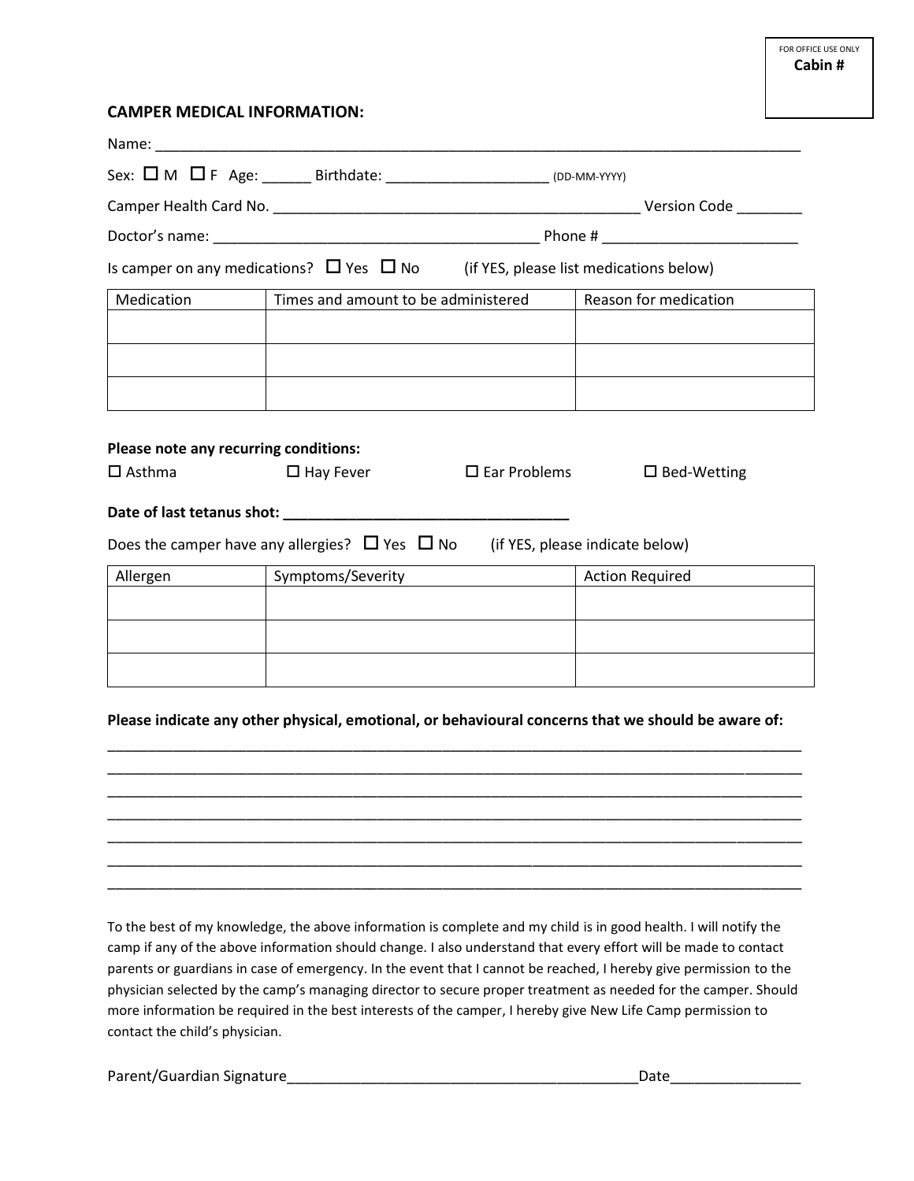FOR OFFICE USE ONLY
**Cabin #**

## CAMPER MEDICAL INFORMATION:

Name: ___________________________________________________________________________

Sex: ☐ M ☐ F Age: ______ Birthdate: ____________________ (DD-MM-YYYY)

Camper Health Card No. ______________________________________________ Version Code ________

Doctor's name: ________________________________________ Phone # ________________________

Is camper on any medications? ☐ Yes ☐ No (if YES, please list medications below)

| Medication | Times and amount to be administered | Reason for medication |
|---|---|---|
| | | |
| | | |
| | | |

**Please note any recurring conditions:**

☐ Asthma ☐ Hay Fever ☐ Ear Problems ☐ Bed-Wetting

**Date of last tetanus shot: __________________________________**

Does the camper have any allergies? ☐ Yes ☐ No (if YES, please indicate below)

| Allergen | Symptoms/Severity | Action Required |
|---|---|---|
| | | |
| | | |
| | | |

**Please indicate any other physical, emotional, or behavioural concerns that we should be aware of:**

_____________________________________________________________________________________________
_____________________________________________________________________________________________
_____________________________________________________________________________________________
_____________________________________________________________________________________________
_____________________________________________________________________________________________
_____________________________________________________________________________________________
_____________________________________________________________________________________________

To the best of my knowledge, the above information is complete and my child is in good health. I will notify the camp if any of the above information should change. I also understand that every effort will be made to contact parents or guardians in case of emergency. In the event that I cannot be reached, I hereby give permission to the physician selected by the camp's managing director to secure proper treatment as needed for the camper. Should more information be required in the best interests of the camper, I hereby give New Life Camp permission to contact the child's physician.

Parent/Guardian Signature____________________________________________Date________________